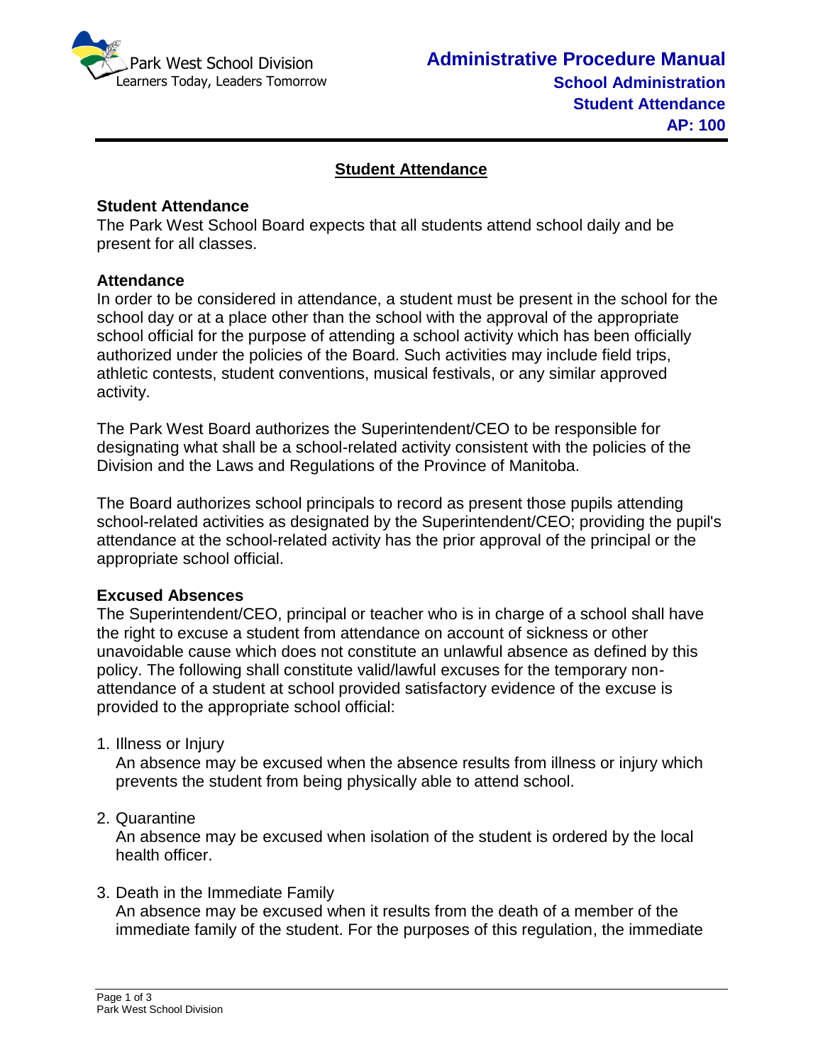# Student Attendance

### Student Attendance

The Park West School Board expects that all students attend school daily and be present for all classes.

### Attendance

In order to be considered in attendance, a student must be present in the school for the school day or at a place other than the school with the approval of the appropriate school official for the purpose of attending a school activity which has been officially authorized under the policies of the Board. Such activities may include field trips, athletic contests, student conventions, musical festivals, or any similar approved activity.

The Park West Board authorizes the Superintendent/CEO to be responsible for designating what shall be a school-related activity consistent with the policies of the Division and the Laws and Regulations of the Province of Manitoba.

The Board authorizes school principals to record as present those pupils attending school-related activities as designated by the Superintendent/CEO; providing the pupil's attendance at the school-related activity has the prior approval of the principal or the appropriate school official.

### Excused Absences

The Superintendent/CEO, principal or teacher who is in charge of a school shall have the right to excuse a student from attendance on account of sickness or other unavoidable cause which does not constitute an unlawful absence as defined by this policy. The following shall constitute valid/lawful excuses for the temporary non-attendance of a student at school provided satisfactory evidence of the excuse is provided to the appropriate school official:

1. Illness or Injury
   An absence may be excused when the absence results from illness or injury which prevents the student from being physically able to attend school.

2. Quarantine
   An absence may be excused when isolation of the student is ordered by the local health officer.

3. Death in the Immediate Family
   An absence may be excused when it results from the death of a member of the immediate family of the student. For the purposes of this regulation, the immediate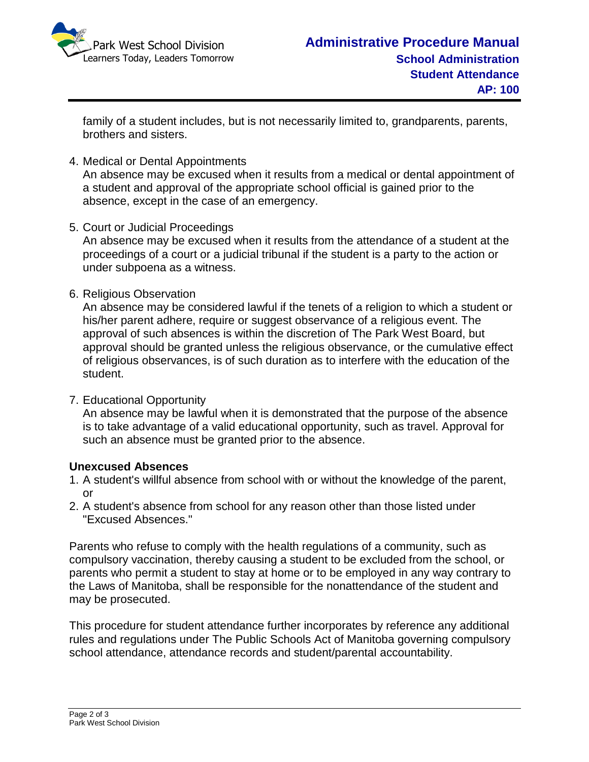family of a student includes, but is not necessarily limited to, grandparents, parents, brothers and sisters.

4. Medical or Dental Appointments
   An absence may be excused when it results from a medical or dental appointment of a student and approval of the appropriate school official is gained prior to the absence, except in the case of an emergency.

5. Court or Judicial Proceedings
   An absence may be excused when it results from the attendance of a student at the proceedings of a court or a judicial tribunal if the student is a party to the action or under subpoena as a witness.

6. Religious Observation
   An absence may be considered lawful if the tenets of a religion to which a student or his/her parent adhere, require or suggest observance of a religious event. The approval of such absences is within the discretion of The Park West Board, but approval should be granted unless the religious observance, or the cumulative effect of religious observances, is of such duration as to interfere with the education of the student.

7. Educational Opportunity
   An absence may be lawful when it is demonstrated that the purpose of the absence is to take advantage of a valid educational opportunity, such as travel. Approval for such an absence must be granted prior to the absence.

**Unexcused Absences**

1. A student's willful absence from school with or without the knowledge of the parent, or
2. A student's absence from school for any reason other than those listed under "Excused Absences."

Parents who refuse to comply with the health regulations of a community, such as compulsory vaccination, thereby causing a student to be excluded from the school, or parents who permit a student to stay at home or to be employed in any way contrary to the Laws of Manitoba, shall be responsible for the nonattendance of the student and may be prosecuted.

This procedure for student attendance further incorporates by reference any additional rules and regulations under The Public Schools Act of Manitoba governing compulsory school attendance, attendance records and student/parental accountability.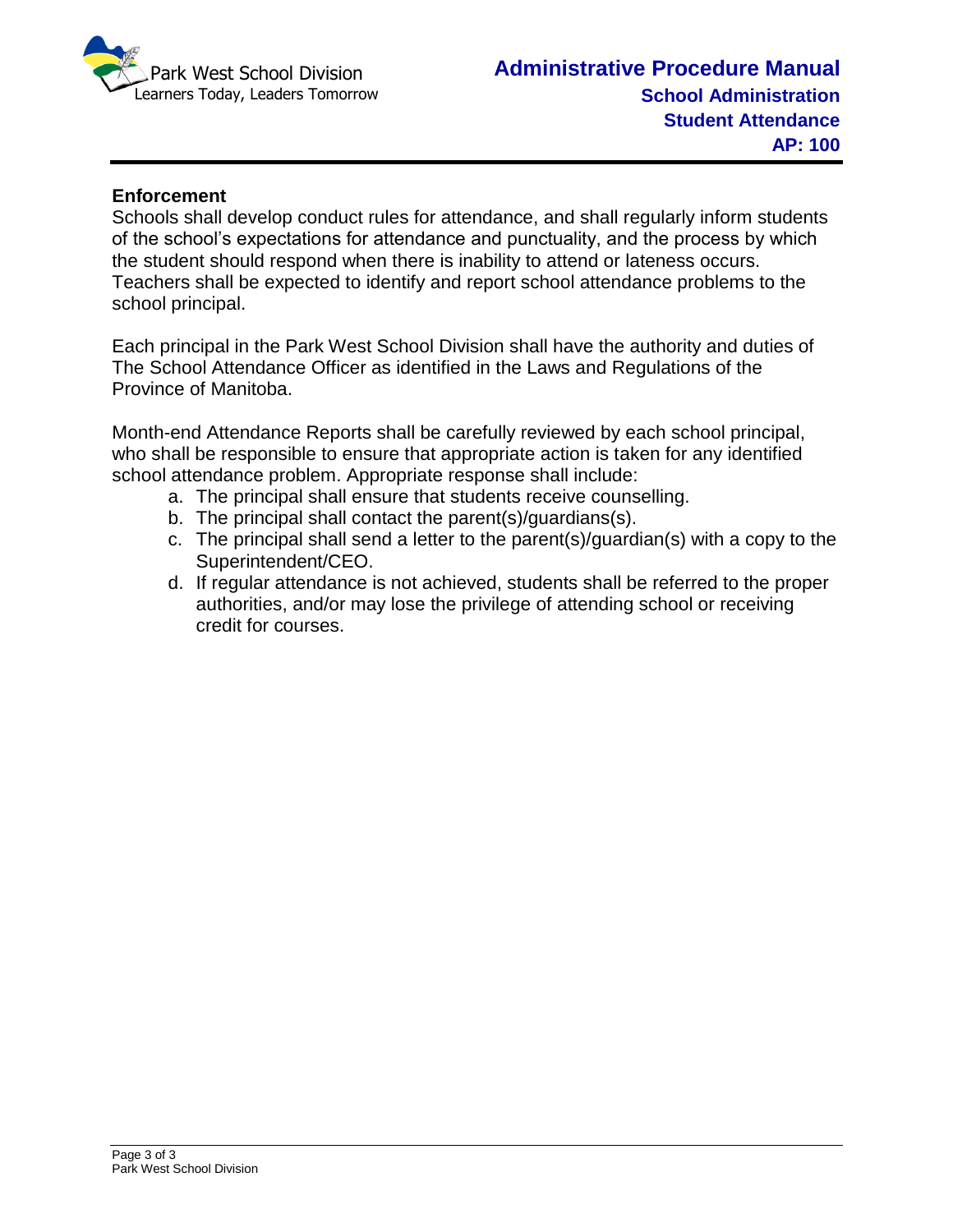## Enforcement

Schools shall develop conduct rules for attendance, and shall regularly inform students of the school's expectations for attendance and punctuality, and the process by which the student should respond when there is inability to attend or lateness occurs. Teachers shall be expected to identify and report school attendance problems to the school principal.

Each principal in the Park West School Division shall have the authority and duties of The School Attendance Officer as identified in the Laws and Regulations of the Province of Manitoba.

Month-end Attendance Reports shall be carefully reviewed by each school principal, who shall be responsible to ensure that appropriate action is taken for any identified school attendance problem. Appropriate response shall include:

a. The principal shall ensure that students receive counselling.
b. The principal shall contact the parent(s)/guardians(s).
c. The principal shall send a letter to the parent(s)/guardian(s) with a copy to the Superintendent/CEO.
d. If regular attendance is not achieved, students shall be referred to the proper authorities, and/or may lose the privilege of attending school or receiving credit for courses.